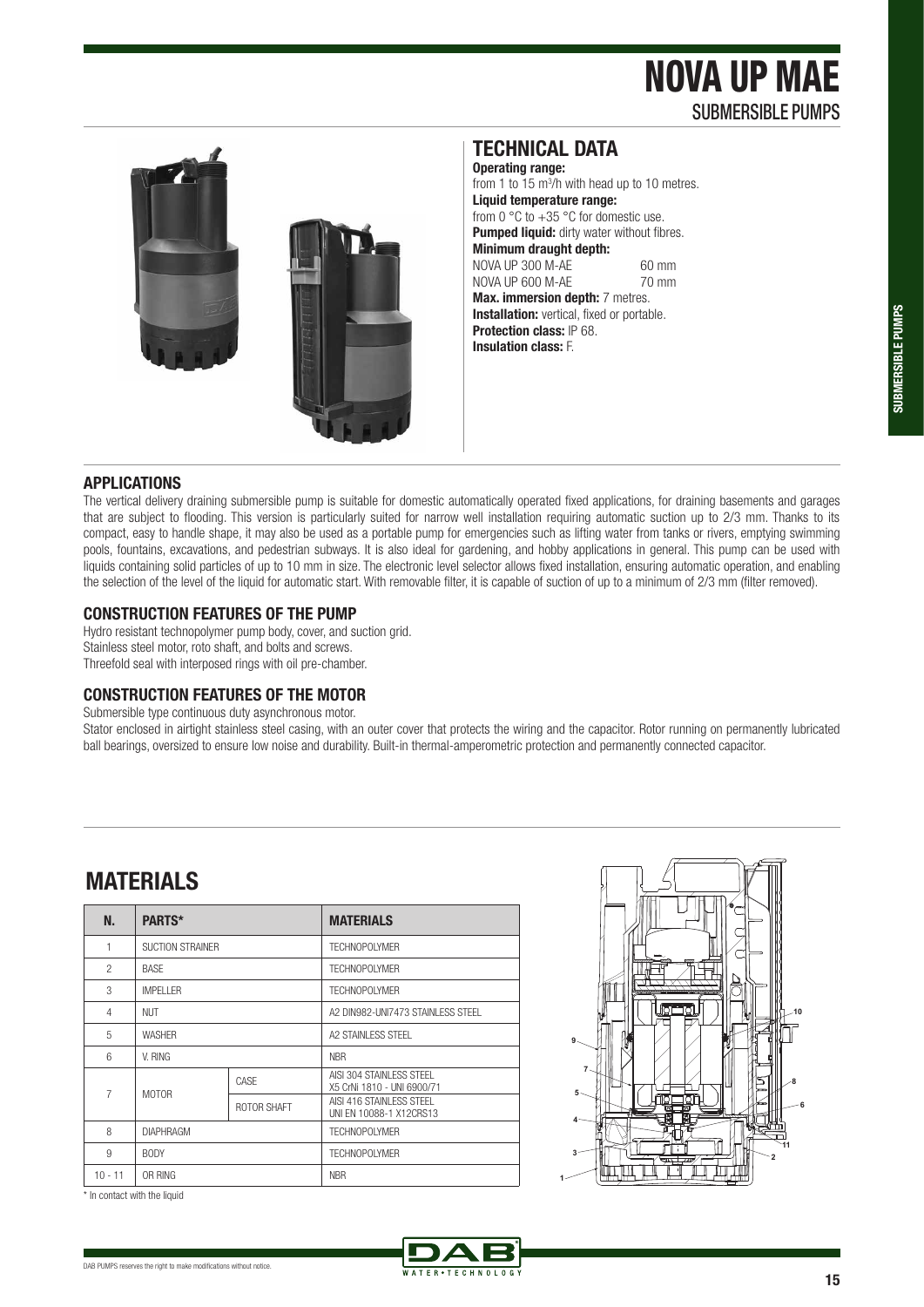# NOVA UP MAE

## SUBMERSIBLE PUMPS

## TECHNICAL DATA

**Operating range:**
from 1 to 15 m³/h with head up to 10 metres.

**Liquid temperature range:**
from 0 °C to +35 °C for domestic use.

**Pumped liquid:** dirty water without fibres.

**Minimum draught depth:**

NOVA UP 300 M-AE 60 mm
NOVA UP 600 M-AE 70 mm

**Max. immersion depth:** 7 metres.

**Installation:** vertical, fixed or portable.

**Protection class:** IP 68.

**Insulation class:** F.

### APPLICATIONS

The vertical delivery draining submersible pump is suitable for domestic automatically operated fixed applications, for draining basements and garages that are subject to flooding. This version is particularly suited for narrow well installation requiring automatic suction up to 2/3 mm. Thanks to its compact, easy to handle shape, it may also be used as a portable pump for emergencies such as lifting water from tanks or rivers, emptying swimming pools, fountains, excavations, and pedestrian subways. It is also ideal for gardening, and hobby applications in general. This pump can be used with liquids containing solid particles of up to 10 mm in size. The electronic level selector allows fixed installation, ensuring automatic operation, and enabling the selection of the level of the liquid for automatic start. With removable filter, it is capable of suction of up to a minimum of 2/3 mm (filter removed).

### CONSTRUCTION FEATURES OF THE PUMP

Hydro resistant technopolymer pump body, cover, and suction grid.
Stainless steel motor, roto shaft, and bolts and screws.
Threefold seal with interposed rings with oil pre-chamber.

### CONSTRUCTION FEATURES OF THE MOTOR

Submersible type continuous duty asynchronous motor.
Stator enclosed in airtight stainless steel casing, with an outer cover that protects the wiring and the capacitor. Rotor running on permanently lubricated ball bearings, oversized to ensure low noise and durability. Built-in thermal-amperometric protection and permanently connected capacitor.

## MATERIALS

| N. | PARTS* | | MATERIALS |
|---|---|---|---|
| 1 | SUCTION STRAINER | | TECHNOPOLYMER |
| 2 | BASE | | TECHNOPOLYMER |
| 3 | IMPELLER | | TECHNOPOLYMER |
| 4 | NUT | | A2 DIN982-UNI7473 STAINLESS STEEL |
| 5 | WASHER | | A2 STAINLESS STEEL |
| 6 | V. RING | | NBR |
| 7 | MOTOR | CASE | AISI 304 STAINLESS STEEL X5 CrNi 1810 - UNI 6900/71 |
| | | ROTOR SHAFT | AISI 416 STAINLESS STEEL UNI EN 10088-1 X12CRS13 |
| 8 | DIAPHRAGM | | TECHNOPOLYMER |
| 9 | BODY | | TECHNOPOLYMER |
| 10 - 11 | OR RING | | NBR |

\* In contact with the liquid

DAB PUMPS reserves the right to make modifications without notice.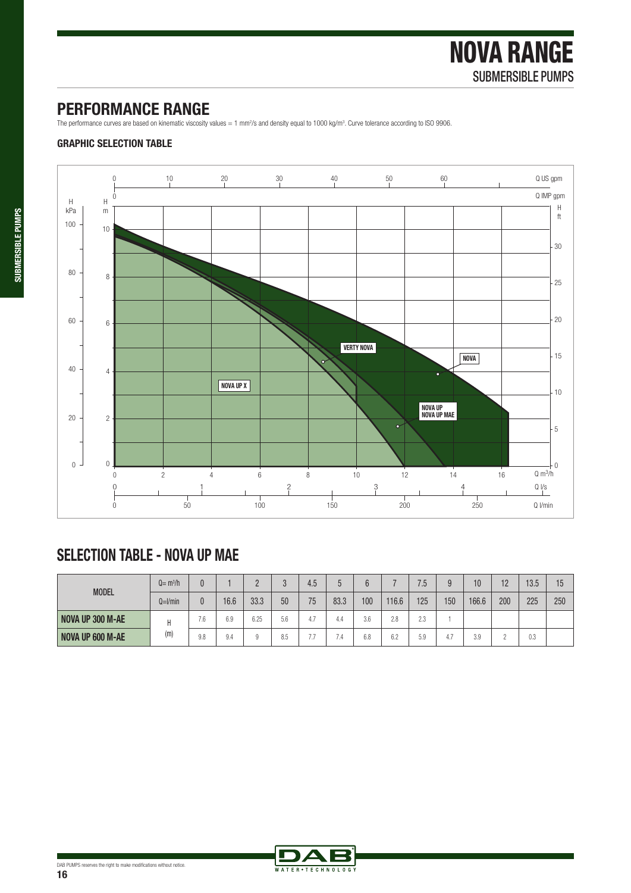# NOVA RANGE
SUBMERSIBLE PUMPS

## PERFORMANCE RANGE

The performance curves are based on kinematic viscosity values = 1 mm²/s and density equal to 1000 kg/m³. Curve tolerance according to ISO 9906.

### GRAPHIC SELECTION TABLE

## SELECTION TABLE - NOVA UP MAE

| MODEL | Q= m³/h | 0 | 1 | 2 | 3 | 4.5 | 5 | 6 | 7 | 7.5 | 9 | 10 | 12 | 13.5 | 15 |
|---|---|---|---|---|---|---|---|---|---|---|---|---|---|---|---|
| | Q=l/min | 0 | 16.6 | 33.3 | 50 | 75 | 83.3 | 100 | 116.6 | 125 | 150 | 166.6 | 200 | 225 | 250 |
| **NOVA UP 300 M-AE** | H (m) | 7.6 | 6.9 | 6.25 | 5.6 | 4.7 | 4.4 | 3.6 | 2.8 | 2.3 | 1 | | | | |
| **NOVA UP 600 M-AE** | | 9.8 | 9.4 | 9 | 8.5 | 7.7 | 7.4 | 6.8 | 6.2 | 5.9 | 4.7 | 3.9 | 2 | 0.3 | |

DAB PUMPS reserves the right to make modifications without notice.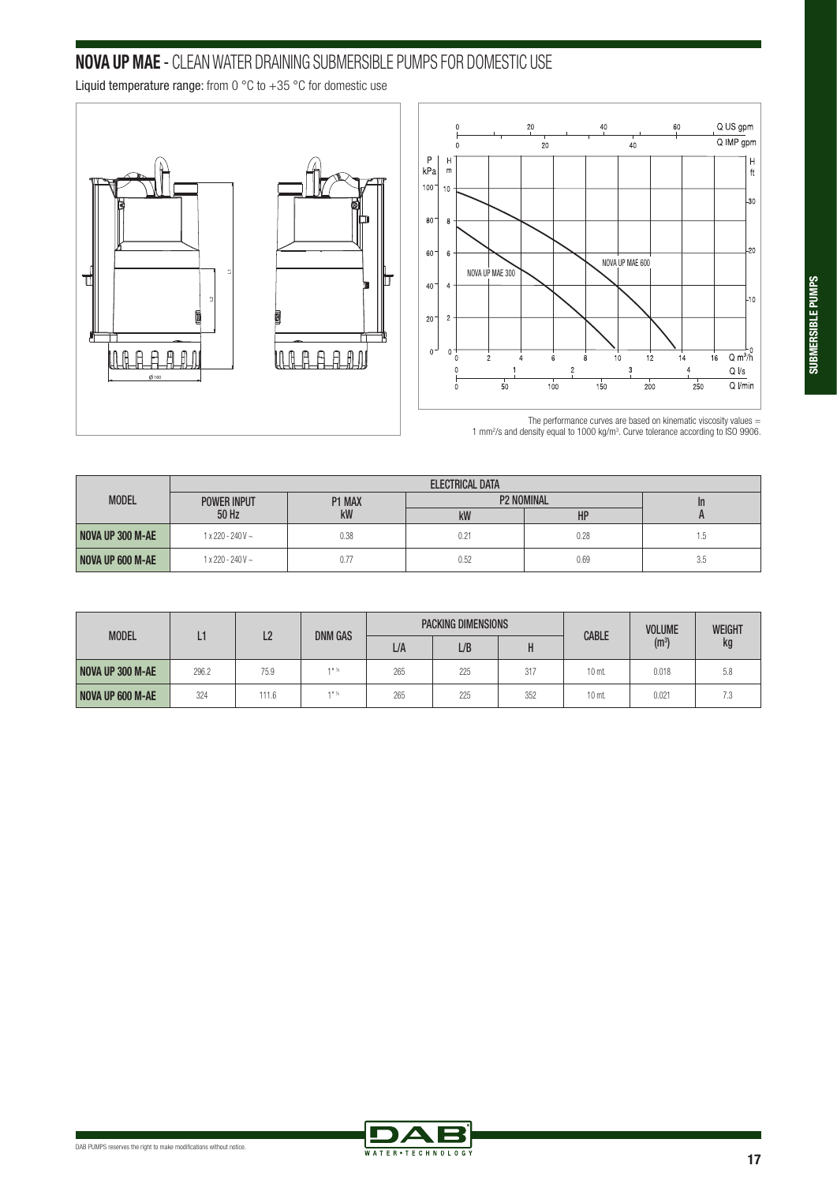## NOVA UP MAE - CLEAN WATER DRAINING SUBMERSIBLE PUMPS FOR DOMESTIC USE

**Liquid temperature range:** from 0 °C to +35 °C for domestic use

Ø 160

L1

L2

Q US gpm
0 20 40 60

Q IMP gpm
0 20 40

P kPa
0 20 40 60 80 100

H m
0 2 4 6 8 10

H ft
0 10 20 30

NOVA UP MAE 300

NOVA UP MAE 600

Q m³/h
0 2 4 6 8 10 12 14 16

Q l/s
0 1 2 3 4

Q l/min
0 50 100 150 200 250

The performance curves are based on kinematic viscosity values = 1 mm²/s and density equal to 1000 kg/m³. Curve tolerance according to ISO 9906.

| MODEL | ELECTRICAL DATA | | | | |
|---|---|---|---|---|---|
| | POWER INPUT 50 Hz | P1 MAX kW | P2 NOMINAL | | In A |
| | | | kW | HP | |
| NOVA UP 300 M-AE | 1 x 220 - 240 V ~ | 0.38 | 0.21 | 0.28 | 1.5 |
| NOVA UP 600 M-AE | 1 x 220 - 240 V ~ | 0.77 | 0.52 | 0.69 | 3.5 |

| MODEL | L1 | L2 | DNM GAS | PACKING DIMENSIONS | | | CABLE | VOLUME (m³) | WEIGHT kg |
|---|---|---|---|---|---|---|---|---|---|
| | | | | L/A | L/B | H | | | |
| NOVA UP 300 M-AE | 296.2 | 75.9 | 1" ¼ | 265 | 225 | 317 | 10 mt. | 0.018 | 5.8 |
| NOVA UP 600 M-AE | 324 | 111.6 | 1" ¼ | 265 | 225 | 352 | 10 mt. | 0.021 | 7.3 |

DAB PUMPS reserves the right to make modifications without notice.